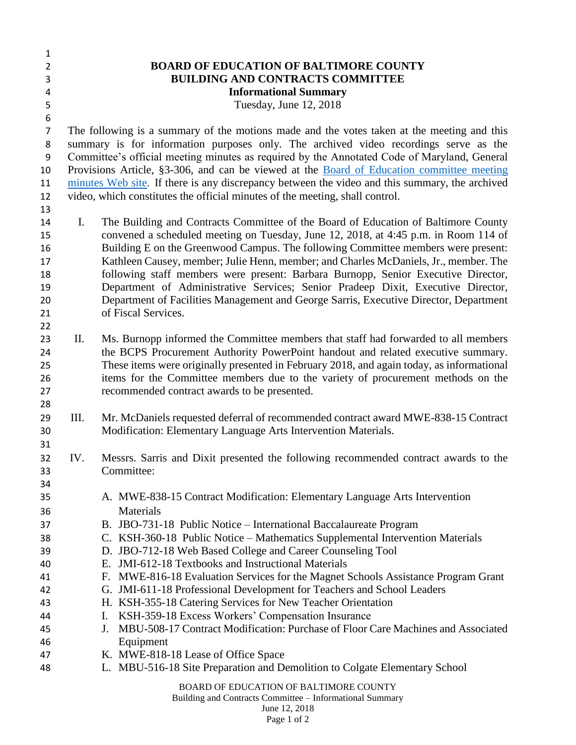# BOARD OF EDUCATION OF BALTIMORE COUNTY
## BUILDING AND CONTRACTS COMMITTEE
### Informational Summary

Tuesday, June 12, 2018

The following is a summary of the motions made and the votes taken at the meeting and this summary is for information purposes only. The archived video recordings serve as the Committee's official meeting minutes as required by the Annotated Code of Maryland, General Provisions Article, §3-306, and can be viewed at the Board of Education committee meeting minutes Web site. If there is any discrepancy between the video and this summary, the archived video, which constitutes the official minutes of the meeting, shall control.

I. The Building and Contracts Committee of the Board of Education of Baltimore County convened a scheduled meeting on Tuesday, June 12, 2018, at 4:45 p.m. in Room 114 of Building E on the Greenwood Campus. The following Committee members were present: Kathleen Causey, member; Julie Henn, member; and Charles McDaniels, Jr., member. The following staff members were present: Barbara Burnopp, Senior Executive Director, Department of Administrative Services; Senior Pradeep Dixit, Executive Director, Department of Facilities Management and George Sarris, Executive Director, Department of Fiscal Services.

II. Ms. Burnopp informed the Committee members that staff had forwarded to all members the BCPS Procurement Authority PowerPoint handout and related executive summary. These items were originally presented in February 2018, and again today, as informational items for the Committee members due to the variety of procurement methods on the recommended contract awards to be presented.

III. Mr. McDaniels requested deferral of recommended contract award MWE-838-15 Contract Modification: Elementary Language Arts Intervention Materials.

IV. Messrs. Sarris and Dixit presented the following recommended contract awards to the Committee:

A. MWE-838-15 Contract Modification: Elementary Language Arts Intervention Materials
B. JBO-731-18 Public Notice – International Baccalaureate Program
C. KSH-360-18 Public Notice – Mathematics Supplemental Intervention Materials
D. JBO-712-18 Web Based College and Career Counseling Tool
E. JMI-612-18 Textbooks and Instructional Materials
F. MWE-816-18 Evaluation Services for the Magnet Schools Assistance Program Grant
G. JMI-611-18 Professional Development for Teachers and School Leaders
H. KSH-355-18 Catering Services for New Teacher Orientation
I. KSH-359-18 Excess Workers' Compensation Insurance
J. MBU-508-17 Contract Modification: Purchase of Floor Care Machines and Associated Equipment
K. MWE-818-18 Lease of Office Space
L. MBU-516-18 Site Preparation and Demolition to Colgate Elementary School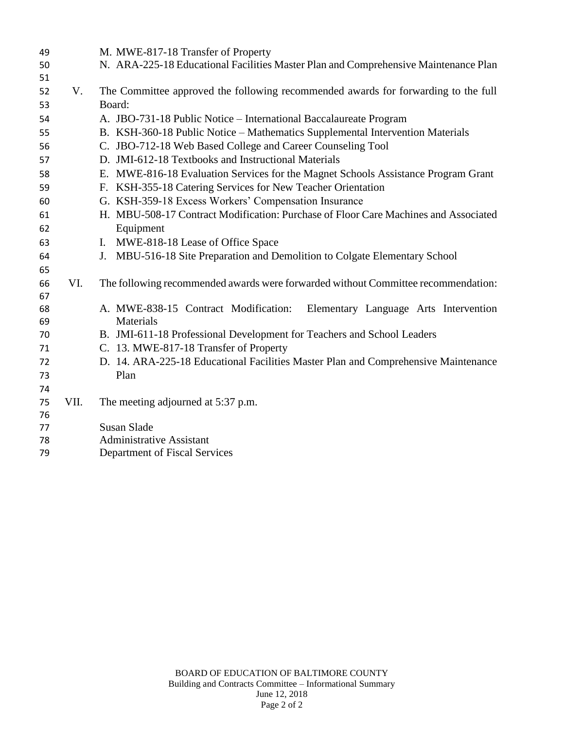M. MWE-817-18 Transfer of Property

N. ARA-225-18 Educational Facilities Master Plan and Comprehensive Maintenance Plan

V. The Committee approved the following recommended awards for forwarding to the full Board:

A. JBO-731-18 Public Notice – International Baccalaureate Program

B. KSH-360-18 Public Notice – Mathematics Supplemental Intervention Materials

C. JBO-712-18 Web Based College and Career Counseling Tool

D. JMI-612-18 Textbooks and Instructional Materials

E. MWE-816-18 Evaluation Services for the Magnet Schools Assistance Program Grant

F. KSH-355-18 Catering Services for New Teacher Orientation

G. KSH-359-18 Excess Workers' Compensation Insurance

H. MBU-508-17 Contract Modification: Purchase of Floor Care Machines and Associated Equipment

I. MWE-818-18 Lease of Office Space

J. MBU-516-18 Site Preparation and Demolition to Colgate Elementary School

VI. The following recommended awards were forwarded without Committee recommendation:

A. MWE-838-15 Contract Modification: Elementary Language Arts Intervention Materials

B. JMI-611-18 Professional Development for Teachers and School Leaders

C. 13. MWE-817-18 Transfer of Property

D. 14. ARA-225-18 Educational Facilities Master Plan and Comprehensive Maintenance Plan

VII. The meeting adjourned at 5:37 p.m.

Susan Slade
Administrative Assistant
Department of Fiscal Services